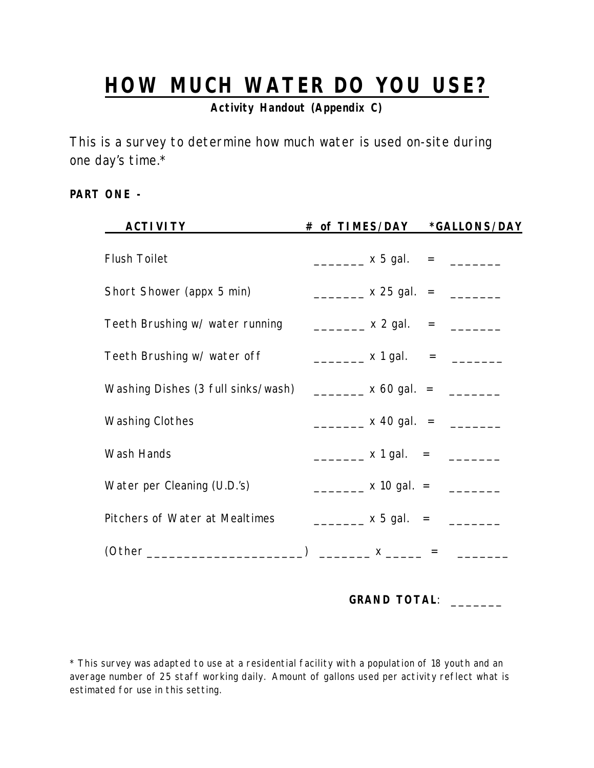# HOW MUCH WATER DO YOU USE?

**Activity Handout (Appendix C)**

This is a survey to determine how much water is used on-site during one day's time.*

**PART ONE -**

| ACTIVITY | # of TIMES/DAY | *GALLONS/DAY |
|---|---|---|
| Flush Toilet | _______ x 5 gal. = | _______ |
| Short Shower (appx 5 min) | _______ x 25 gal. = | _______ |
| Teeth Brushing w/ water running | _______ x 2 gal. = | _______ |
| Teeth Brushing w/ water off | _______ x 1 gal. = | _______ |
| Washing Dishes (3 full sinks/wash) | _______ x 60 gal. = | _______ |
| Washing Clothes | _______ x 40 gal. = | _______ |
| Wash Hands | _______ x 1 gal. = | _______ |
| Water per Cleaning (U.D.'s) | _______ x 10 gal. = | _______ |
| Pitchers of Water at Mealtimes | _______ x 5 gal. = | _______ |
| (Other _____________________) | _______ x _____ = | _______ |

**GRAND TOTAL**: _______

\* This survey was adapted to use at a residential facility with a population of 18 youth and an average number of 25 staff working daily. Amount of gallons used per activity reflect what is estimated for use in this setting.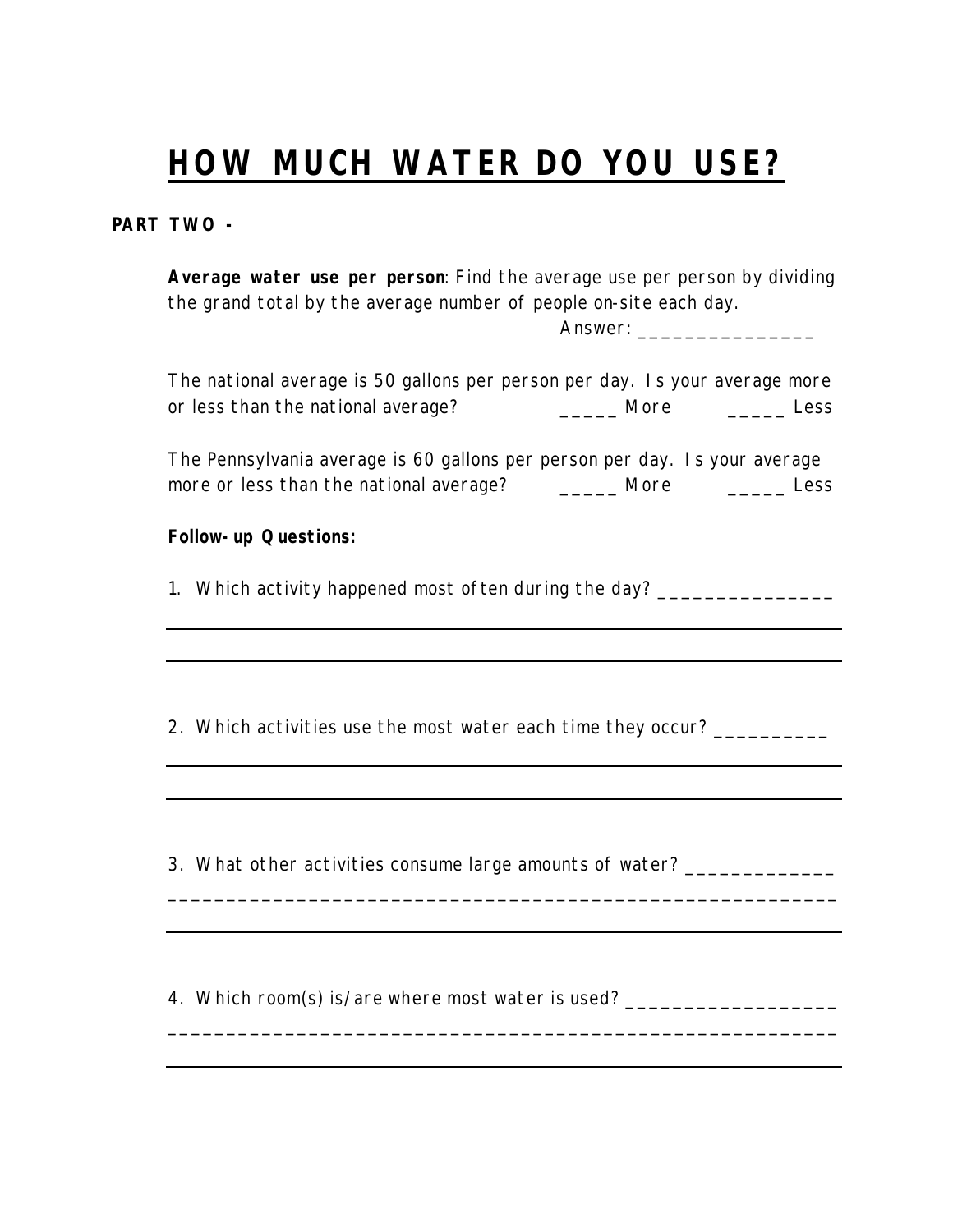# HOW MUCH WATER DO YOU USE?

**PART TWO -**

**Average water use per person**: Find the average use per person by dividing the grand total by the average number of people on-site each day.

Answer: _______________

The national average is 50 gallons per person per day. Is your average more or less than the national average? _____ More _____ Less

The Pennsylvania average is 60 gallons per person per day. Is your average more or less than the national average? _____ More _____ Less

**Follow-up Questions:**

1. Which activity happened most often during the day? _______________

2. Which activities use the most water each time they occur? __________

3. What other activities consume large amounts of water? _____________
_________________________________________________________

4. Which room(s) is/are where most water is used? __________________
_________________________________________________________